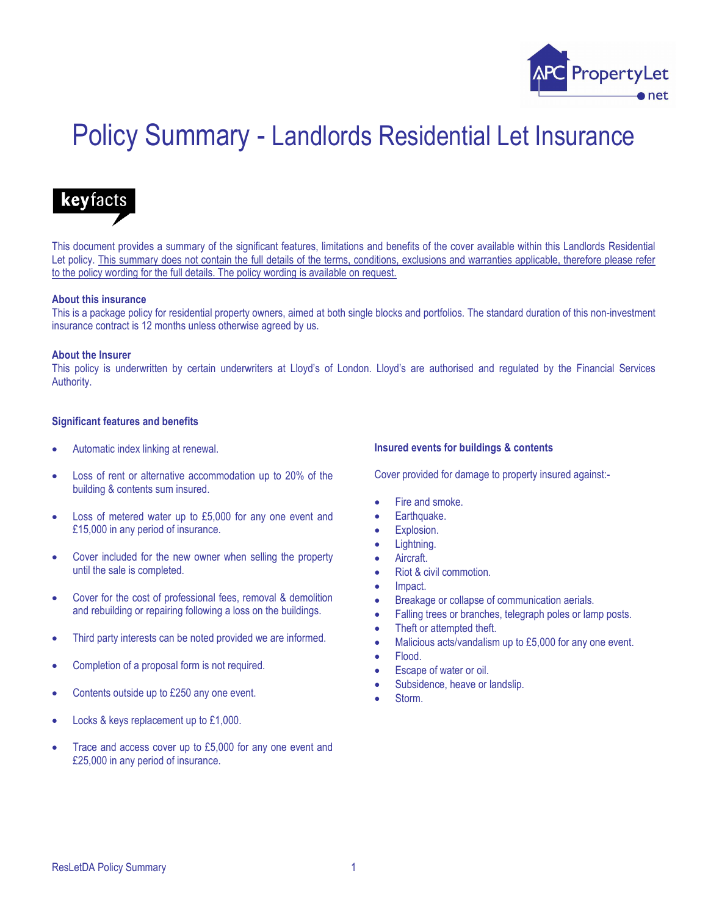# Policy Summary - Landlords Residential Let Insurance

**keyfacts**

This document provides a summary of the significant features, limitations and benefits of the cover available within this Landlords Residential Let policy. <u>This summary does not contain the full details of the terms, conditions, exclusions and warranties applicable, therefore please refer to the policy wording for the full details. The policy wording is available on request.</u>

### About this insurance

This is a package policy for residential property owners, aimed at both single blocks and portfolios. The standard duration of this non-investment insurance contract is 12 months unless otherwise agreed by us.

### About the Insurer

This policy is underwritten by certain underwriters at Lloyd's of London. Lloyd's are authorised and regulated by the Financial Services Authority.

### Significant features and benefits

- Automatic index linking at renewal.
- Loss of rent or alternative accommodation up to 20% of the building & contents sum insured.
- Loss of metered water up to £5,000 for any one event and £15,000 in any period of insurance.
- Cover included for the new owner when selling the property until the sale is completed.
- Cover for the cost of professional fees, removal & demolition and rebuilding or repairing following a loss on the buildings.
- Third party interests can be noted provided we are informed.
- Completion of a proposal form is not required.
- Contents outside up to £250 any one event.
- Locks & keys replacement up to £1,000.
- Trace and access cover up to £5,000 for any one event and £25,000 in any period of insurance.

### Insured events for buildings & contents

Cover provided for damage to property insured against:-

- Fire and smoke.
- Earthquake.
- Explosion.
- Lightning.
- Aircraft.
- Riot & civil commotion.
- Impact.
- Breakage or collapse of communication aerials.
- Falling trees or branches, telegraph poles or lamp posts.
- Theft or attempted theft.
- Malicious acts/vandalism up to £5,000 for any one event.
- Flood.
- Escape of water or oil.
- Subsidence, heave or landslip.
- Storm.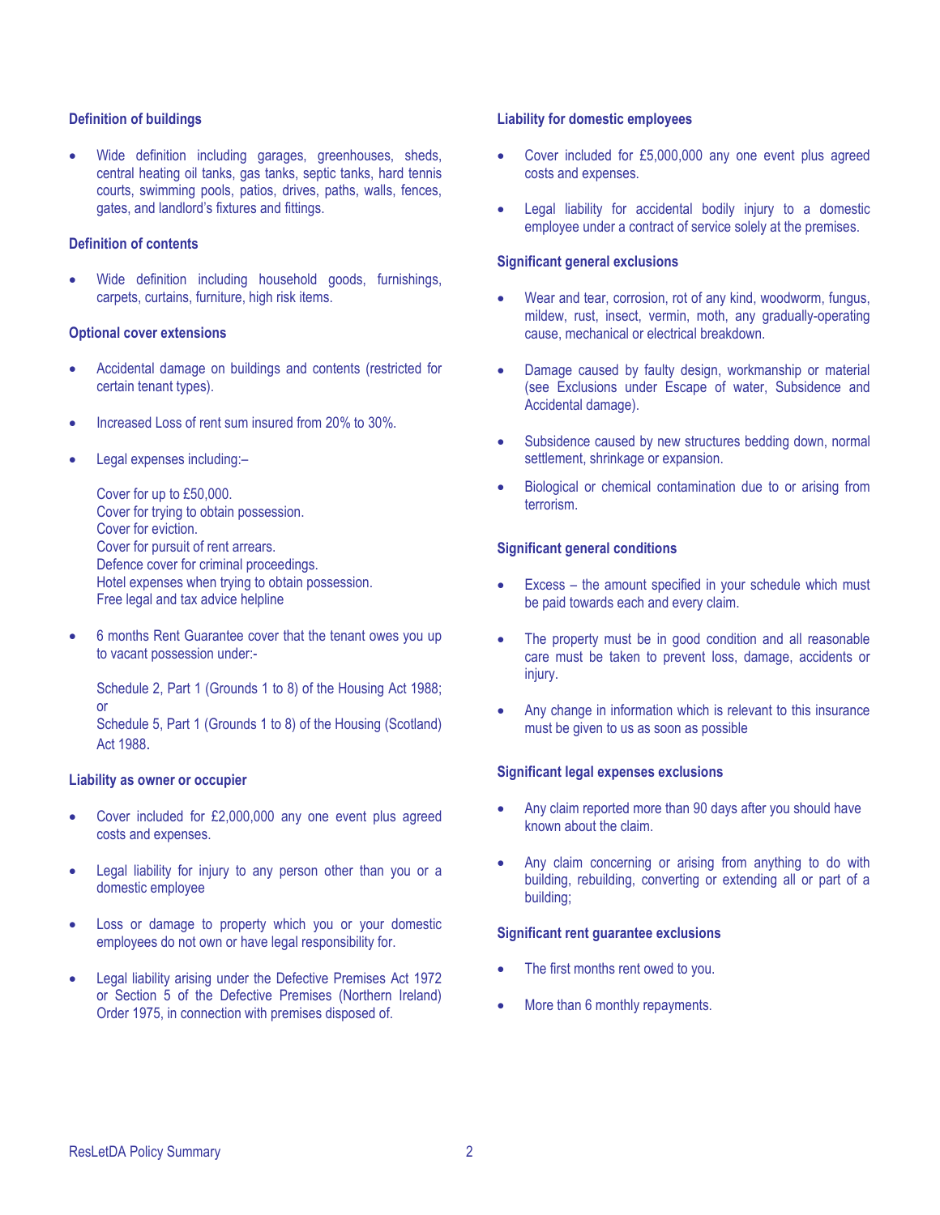### Definition of buildings

- Wide definition including garages, greenhouses, sheds, central heating oil tanks, gas tanks, septic tanks, hard tennis courts, swimming pools, patios, drives, paths, walls, fences, gates, and landlord's fixtures and fittings.

### Definition of contents

- Wide definition including household goods, furnishings, carpets, curtains, furniture, high risk items.

### Optional cover extensions

- Accidental damage on buildings and contents (restricted for certain tenant types).
- Increased Loss of rent sum insured from 20% to 30%.
- Legal expenses including:–

  Cover for up to £50,000.
  Cover for trying to obtain possession.
  Cover for eviction.
  Cover for pursuit of rent arrears.
  Defence cover for criminal proceedings.
  Hotel expenses when trying to obtain possession.
  Free legal and tax advice helpline

- 6 months Rent Guarantee cover that the tenant owes you up to vacant possession under:-

  Schedule 2, Part 1 (Grounds 1 to 8) of the Housing Act 1988; or
  Schedule 5, Part 1 (Grounds 1 to 8) of the Housing (Scotland) Act 1988.

### Liability as owner or occupier

- Cover included for £2,000,000 any one event plus agreed costs and expenses.
- Legal liability for injury to any person other than you or a domestic employee
- Loss or damage to property which you or your domestic employees do not own or have legal responsibility for.
- Legal liability arising under the Defective Premises Act 1972 or Section 5 of the Defective Premises (Northern Ireland) Order 1975, in connection with premises disposed of.

### Liability for domestic employees

- Cover included for £5,000,000 any one event plus agreed costs and expenses.
- Legal liability for accidental bodily injury to a domestic employee under a contract of service solely at the premises.

### Significant general exclusions

- Wear and tear, corrosion, rot of any kind, woodworm, fungus, mildew, rust, insect, vermin, moth, any gradually-operating cause, mechanical or electrical breakdown.
- Damage caused by faulty design, workmanship or material (see Exclusions under Escape of water, Subsidence and Accidental damage).
- Subsidence caused by new structures bedding down, normal settlement, shrinkage or expansion.
- Biological or chemical contamination due to or arising from terrorism.

### Significant general conditions

- Excess – the amount specified in your schedule which must be paid towards each and every claim.
- The property must be in good condition and all reasonable care must be taken to prevent loss, damage, accidents or injury.
- Any change in information which is relevant to this insurance must be given to us as soon as possible

### Significant legal expenses exclusions

- Any claim reported more than 90 days after you should have known about the claim.
- Any claim concerning or arising from anything to do with building, rebuilding, converting or extending all or part of a building;

### Significant rent guarantee exclusions

- The first months rent owed to you.
- More than 6 monthly repayments.